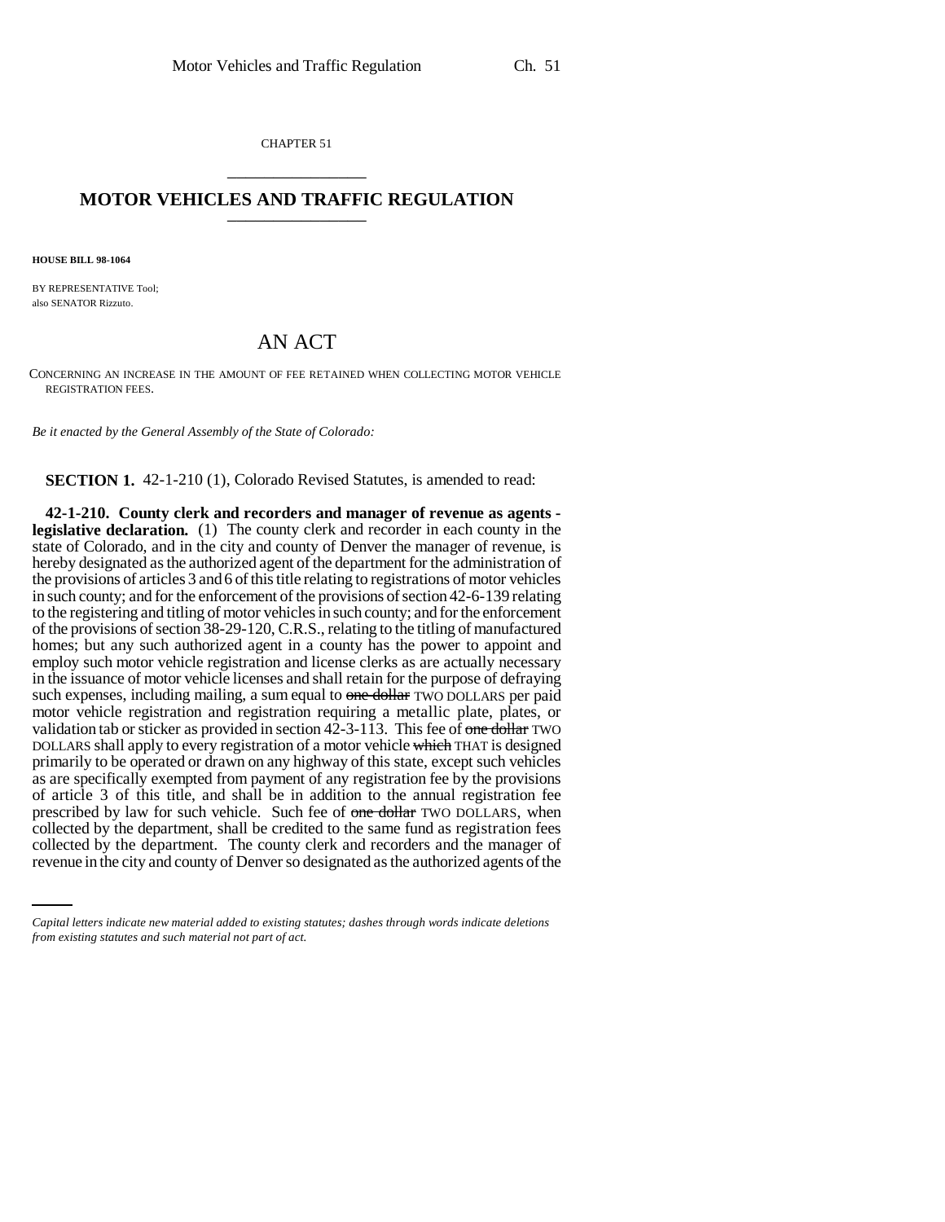CHAPTER 51

# MOTOR VEHICLES AND TRAFFIC REGULATION

**HOUSE BILL 98-1064**

BY REPRESENTATIVE Tool;
also SENATOR Rizzuto.

## AN ACT

CONCERNING AN INCREASE IN THE AMOUNT OF FEE RETAINED WHEN COLLECTING MOTOR VEHICLE REGISTRATION FEES.

*Be it enacted by the General Assembly of the State of Colorado:*

**SECTION 1.** 42-1-210 (1), Colorado Revised Statutes, is amended to read:

**42-1-210. County clerk and recorders and manager of revenue as agents - legislative declaration.** (1) The county clerk and recorder in each county in the state of Colorado, and in the city and county of Denver the manager of revenue, is hereby designated as the authorized agent of the department for the administration of the provisions of articles 3 and 6 of this title relating to registrations of motor vehicles in such county; and for the enforcement of the provisions of section 42-6-139 relating to the registering and titling of motor vehicles in such county; and for the enforcement of the provisions of section 38-29-120, C.R.S., relating to the titling of manufactured homes; but any such authorized agent in a county has the power to appoint and employ such motor vehicle registration and license clerks as are actually necessary in the issuance of motor vehicle licenses and shall retain for the purpose of defraying such expenses, including mailing, a sum equal to ~~one dollar~~ TWO DOLLARS per paid motor vehicle registration and registration requiring a metallic plate, plates, or validation tab or sticker as provided in section 42-3-113. This fee of ~~one dollar~~ TWO DOLLARS shall apply to every registration of a motor vehicle ~~which~~ THAT is designed primarily to be operated or drawn on any highway of this state, except such vehicles as are specifically exempted from payment of any registration fee by the provisions of article 3 of this title, and shall be in addition to the annual registration fee prescribed by law for such vehicle. Such fee of ~~one dollar~~ TWO DOLLARS, when collected by the department, shall be credited to the same fund as registration fees collected by the department. The county clerk and recorders and the manager of revenue in the city and county of Denver so designated as the authorized agents of the

*Capital letters indicate new material added to existing statutes; dashes through words indicate deletions from existing statutes and such material not part of act.*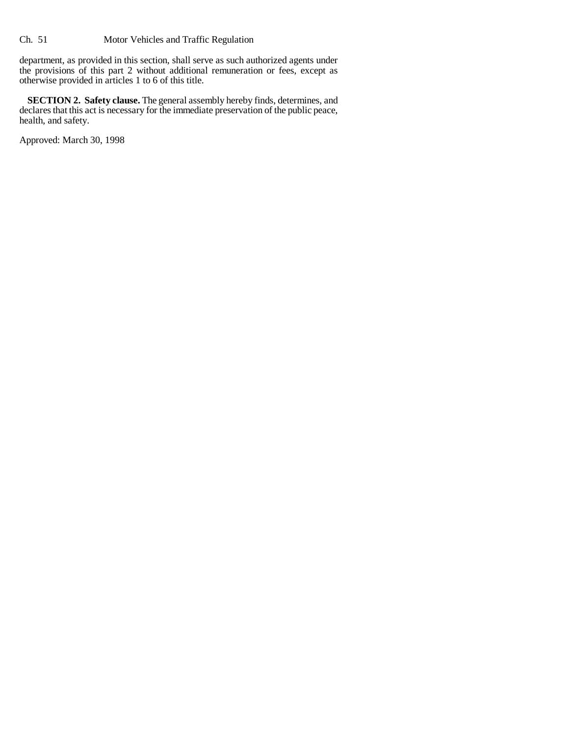department, as provided in this section, shall serve as such authorized agents under the provisions of this part 2 without additional remuneration or fees, except as otherwise provided in articles 1 to 6 of this title.

**SECTION 2. Safety clause.** The general assembly hereby finds, determines, and declares that this act is necessary for the immediate preservation of the public peace, health, and safety.

Approved: March 30, 1998